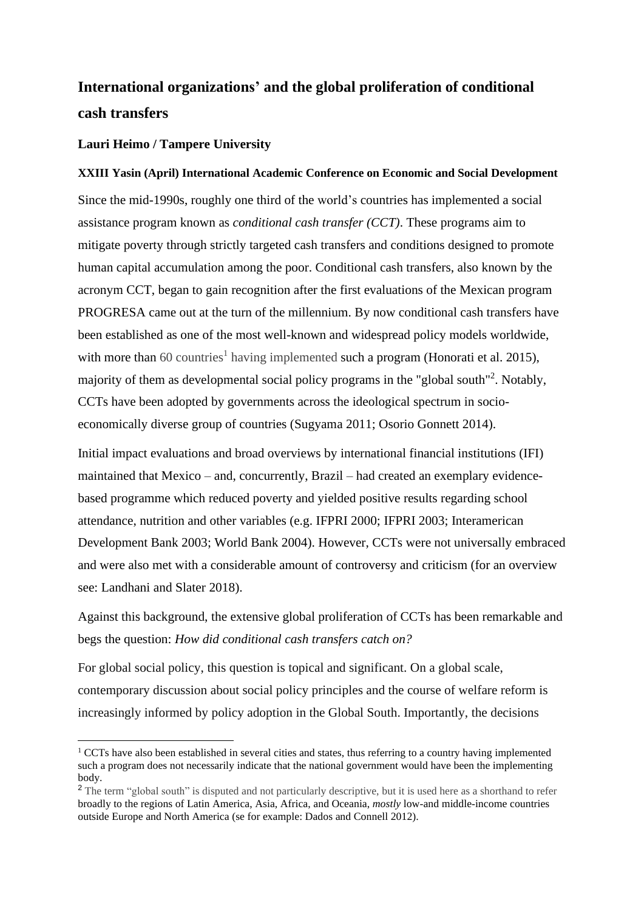# International organizations' and the global proliferation of conditional cash transfers

**Lauri Heimo / Tampere University**

**XXIII Yasin (April) International Academic Conference on Economic and Social Development**

Since the mid-1990s, roughly one third of the world's countries has implemented a social assistance program known as *conditional cash transfer (CCT)*. These programs aim to mitigate poverty through strictly targeted cash transfers and conditions designed to promote human capital accumulation among the poor. Conditional cash transfers, also known by the acronym CCT, began to gain recognition after the first evaluations of the Mexican program PROGRESA came out at the turn of the millennium. By now conditional cash transfers have been established as one of the most well-known and widespread policy models worldwide, with more than 60 countries[1] having implemented such a program (Honorati et al. 2015), majority of them as developmental social policy programs in the "global south"[2]. Notably, CCTs have been adopted by governments across the ideological spectrum in socio-economically diverse group of countries (Sugyama 2011; Osorio Gonnett 2014).

Initial impact evaluations and broad overviews by international financial institutions (IFI) maintained that Mexico – and, concurrently, Brazil – had created an exemplary evidence-based programme which reduced poverty and yielded positive results regarding school attendance, nutrition and other variables (e.g. IFPRI 2000; IFPRI 2003; Interamerican Development Bank 2003; World Bank 2004). However, CCTs were not universally embraced and were also met with a considerable amount of controversy and criticism (for an overview see: Landhani and Slater 2018).

Against this background, the extensive global proliferation of CCTs has been remarkable and begs the question: *How did conditional cash transfers catch on?*

For global social policy, this question is topical and significant. On a global scale, contemporary discussion about social policy principles and the course of welfare reform is increasingly informed by policy adoption in the Global South. Importantly, the decisions

[1] CCTs have also been established in several cities and states, thus referring to a country having implemented such a program does not necessarily indicate that the national government would have been the implementing body.

[2] The term "global south" is disputed and not particularly descriptive, but it is used here as a shorthand to refer broadly to the regions of Latin America, Asia, Africa, and Oceania, *mostly* low-and middle-income countries outside Europe and North America (se for example: Dados and Connell 2012).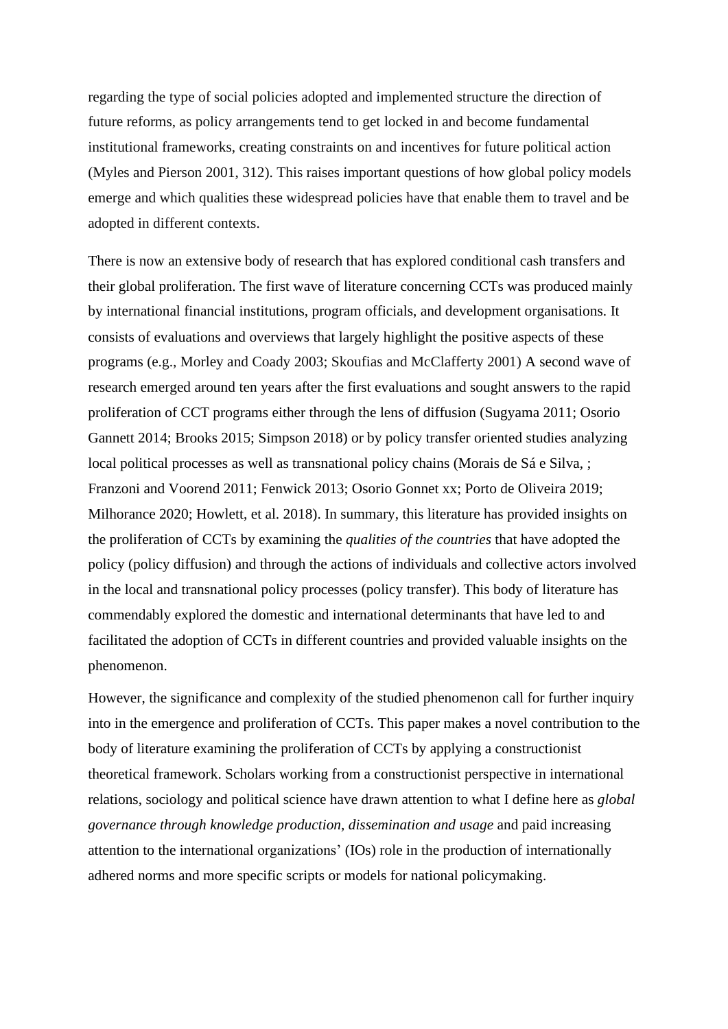regarding the type of social policies adopted and implemented structure the direction of future reforms, as policy arrangements tend to get locked in and become fundamental institutional frameworks, creating constraints on and incentives for future political action (Myles and Pierson 2001, 312). This raises important questions of how global policy models emerge and which qualities these widespread policies have that enable them to travel and be adopted in different contexts.

There is now an extensive body of research that has explored conditional cash transfers and their global proliferation. The first wave of literature concerning CCTs was produced mainly by international financial institutions, program officials, and development organisations. It consists of evaluations and overviews that largely highlight the positive aspects of these programs (e.g., Morley and Coady 2003; Skoufias and McClafferty 2001) A second wave of research emerged around ten years after the first evaluations and sought answers to the rapid proliferation of CCT programs either through the lens of diffusion (Sugyama 2011; Osorio Gannett 2014; Brooks 2015; Simpson 2018) or by policy transfer oriented studies analyzing local political processes as well as transnational policy chains (Morais de Sá e Silva, ; Franzoni and Voorend 2011; Fenwick 2013; Osorio Gonnet xx; Porto de Oliveira 2019; Milhorance 2020; Howlett, et al. 2018). In summary, this literature has provided insights on the proliferation of CCTs by examining the *qualities of the countries* that have adopted the policy (policy diffusion) and through the actions of individuals and collective actors involved in the local and transnational policy processes (policy transfer). This body of literature has commendably explored the domestic and international determinants that have led to and facilitated the adoption of CCTs in different countries and provided valuable insights on the phenomenon.

However, the significance and complexity of the studied phenomenon call for further inquiry into in the emergence and proliferation of CCTs. This paper makes a novel contribution to the body of literature examining the proliferation of CCTs by applying a constructionist theoretical framework. Scholars working from a constructionist perspective in international relations, sociology and political science have drawn attention to what I define here as *global governance through knowledge production, dissemination and usage* and paid increasing attention to the international organizations' (IOs) role in the production of internationally adhered norms and more specific scripts or models for national policymaking.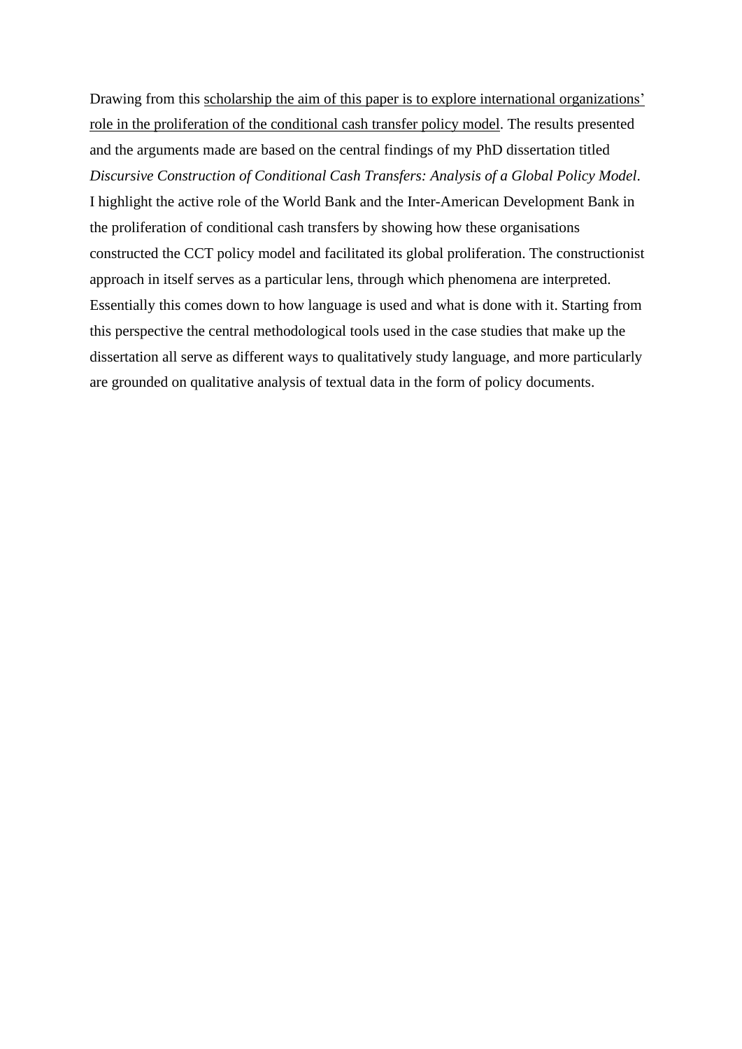Drawing from this <u>scholarship the aim of this paper is to explore international organizations' role in the proliferation of the conditional cash transfer policy model</u>. The results presented and the arguments made are based on the central findings of my PhD dissertation titled *Discursive Construction of Conditional Cash Transfers: Analysis of a Global Policy Model*. I highlight the active role of the World Bank and the Inter-American Development Bank in the proliferation of conditional cash transfers by showing how these organisations constructed the CCT policy model and facilitated its global proliferation. The constructionist approach in itself serves as a particular lens, through which phenomena are interpreted. Essentially this comes down to how language is used and what is done with it. Starting from this perspective the central methodological tools used in the case studies that make up the dissertation all serve as different ways to qualitatively study language, and more particularly are grounded on qualitative analysis of textual data in the form of policy documents.